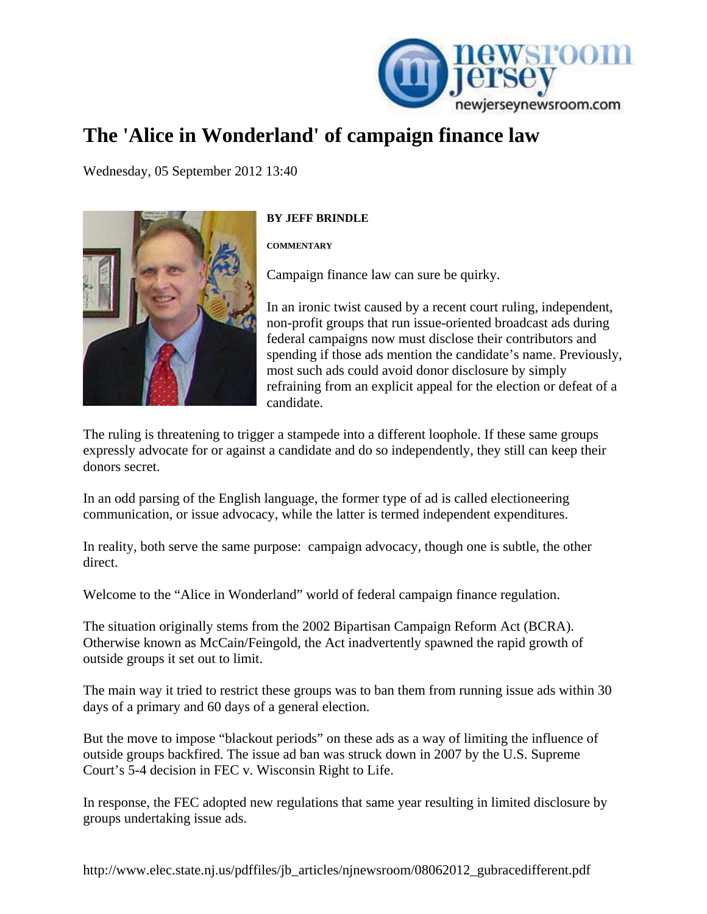# The 'Alice in Wonderland' of campaign finance law

Wednesday, 05 September 2012 13:40

**BY JEFF BRINDLE**

**COMMENTARY**

Campaign finance law can sure be quirky.

In an ironic twist caused by a recent court ruling, independent, non-profit groups that run issue-oriented broadcast ads during federal campaigns now must disclose their contributors and spending if those ads mention the candidate's name. Previously, most such ads could avoid donor disclosure by simply refraining from an explicit appeal for the election or defeat of a candidate.

The ruling is threatening to trigger a stampede into a different loophole. If these same groups expressly advocate for or against a candidate and do so independently, they still can keep their donors secret.

In an odd parsing of the English language, the former type of ad is called electioneering communication, or issue advocacy, while the latter is termed independent expenditures.

In reality, both serve the same purpose: campaign advocacy, though one is subtle, the other direct.

Welcome to the "Alice in Wonderland" world of federal campaign finance regulation.

The situation originally stems from the 2002 Bipartisan Campaign Reform Act (BCRA). Otherwise known as McCain/Feingold, the Act inadvertently spawned the rapid growth of outside groups it set out to limit.

The main way it tried to restrict these groups was to ban them from running issue ads within 30 days of a primary and 60 days of a general election.

But the move to impose "blackout periods" on these ads as a way of limiting the influence of outside groups backfired. The issue ad ban was struck down in 2007 by the U.S. Supreme Court's 5-4 decision in FEC v. Wisconsin Right to Life.

In response, the FEC adopted new regulations that same year resulting in limited disclosure by groups undertaking issue ads.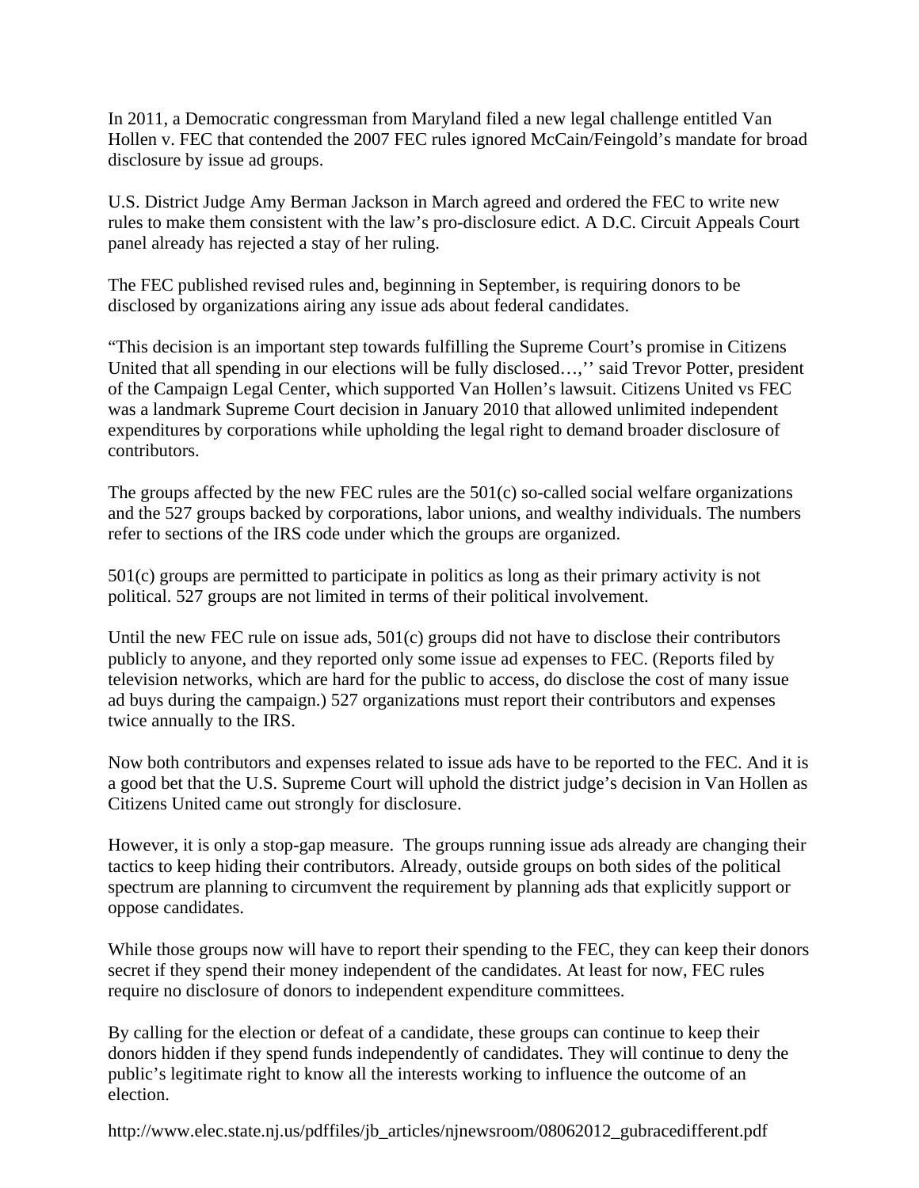In 2011, a Democratic congressman from Maryland filed a new legal challenge entitled Van Hollen v. FEC that contended the 2007 FEC rules ignored McCain/Feingold's mandate for broad disclosure by issue ad groups.

U.S. District Judge Amy Berman Jackson in March agreed and ordered the FEC to write new rules to make them consistent with the law's pro-disclosure edict. A D.C. Circuit Appeals Court panel already has rejected a stay of her ruling.

The FEC published revised rules and, beginning in September, is requiring donors to be disclosed by organizations airing any issue ads about federal candidates.

"This decision is an important step towards fulfilling the Supreme Court's promise in Citizens United that all spending in our elections will be fully disclosed…,'' said Trevor Potter, president of the Campaign Legal Center, which supported Van Hollen's lawsuit. Citizens United vs FEC was a landmark Supreme Court decision in January 2010 that allowed unlimited independent expenditures by corporations while upholding the legal right to demand broader disclosure of contributors.

The groups affected by the new FEC rules are the 501(c) so-called social welfare organizations and the 527 groups backed by corporations, labor unions, and wealthy individuals. The numbers refer to sections of the IRS code under which the groups are organized.

501(c) groups are permitted to participate in politics as long as their primary activity is not political. 527 groups are not limited in terms of their political involvement.

Until the new FEC rule on issue ads, 501(c) groups did not have to disclose their contributors publicly to anyone, and they reported only some issue ad expenses to FEC. (Reports filed by television networks, which are hard for the public to access, do disclose the cost of many issue ad buys during the campaign.) 527 organizations must report their contributors and expenses twice annually to the IRS.

Now both contributors and expenses related to issue ads have to be reported to the FEC. And it is a good bet that the U.S. Supreme Court will uphold the district judge's decision in Van Hollen as Citizens United came out strongly for disclosure.

However, it is only a stop-gap measure. The groups running issue ads already are changing their tactics to keep hiding their contributors. Already, outside groups on both sides of the political spectrum are planning to circumvent the requirement by planning ads that explicitly support or oppose candidates.

While those groups now will have to report their spending to the FEC, they can keep their donors secret if they spend their money independent of the candidates. At least for now, FEC rules require no disclosure of donors to independent expenditure committees.

By calling for the election or defeat of a candidate, these groups can continue to keep their donors hidden if they spend funds independently of candidates. They will continue to deny the public's legitimate right to know all the interests working to influence the outcome of an election.

http://www.elec.state.nj.us/pdffiles/jb_articles/njnewsroom/08062012_gubracedifferent.pdf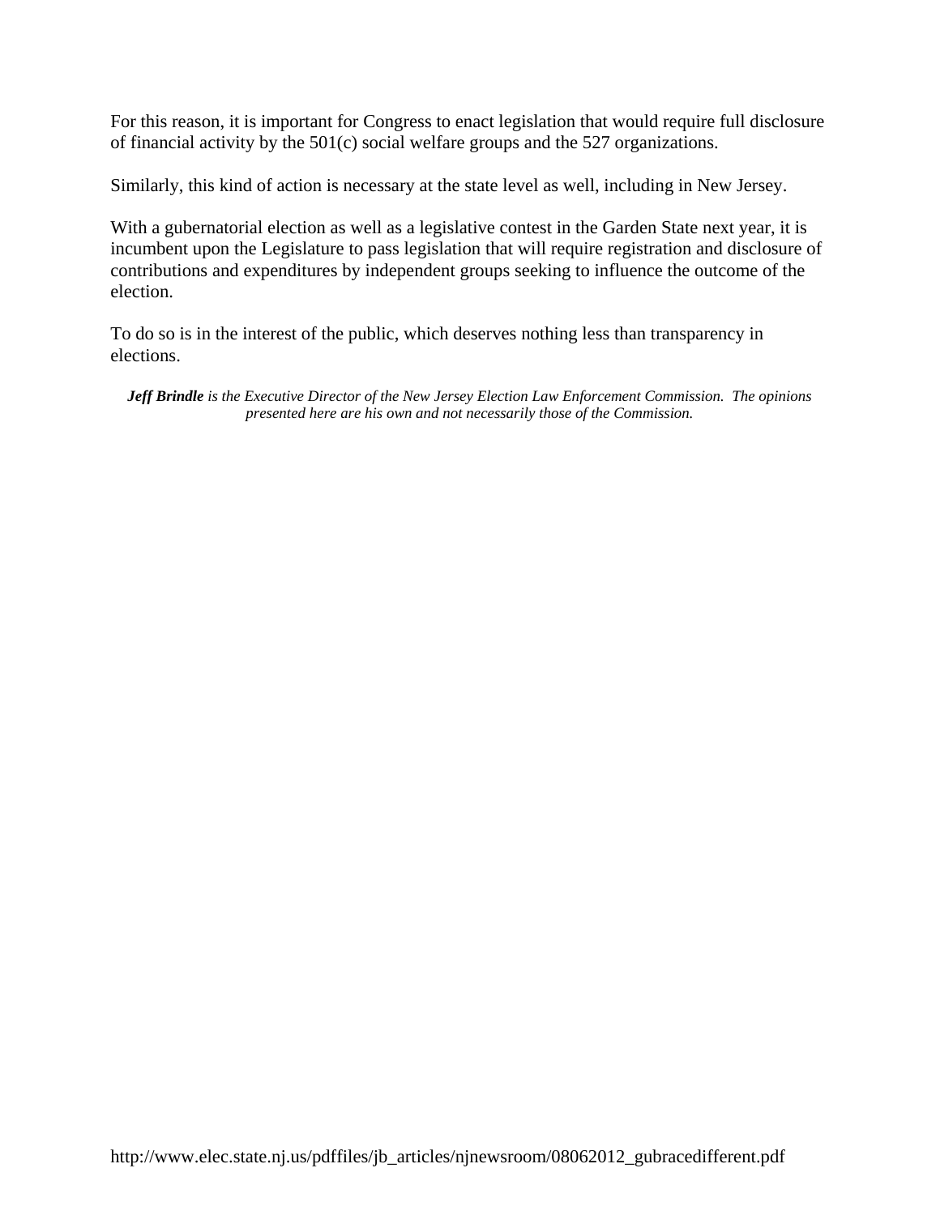For this reason, it is important for Congress to enact legislation that would require full disclosure of financial activity by the 501(c) social welfare groups and the 527 organizations.

Similarly, this kind of action is necessary at the state level as well, including in New Jersey.

With a gubernatorial election as well as a legislative contest in the Garden State next year, it is incumbent upon the Legislature to pass legislation that will require registration and disclosure of contributions and expenditures by independent groups seeking to influence the outcome of the election.

To do so is in the interest of the public, which deserves nothing less than transparency in elections.

***Jeff Brindle*** *is the Executive Director of the New Jersey Election Law Enforcement Commission. The opinions presented here are his own and not necessarily those of the Commission.*

http://www.elec.state.nj.us/pdffiles/jb_articles/njnewsroom/08062012_gubracedifferent.pdf